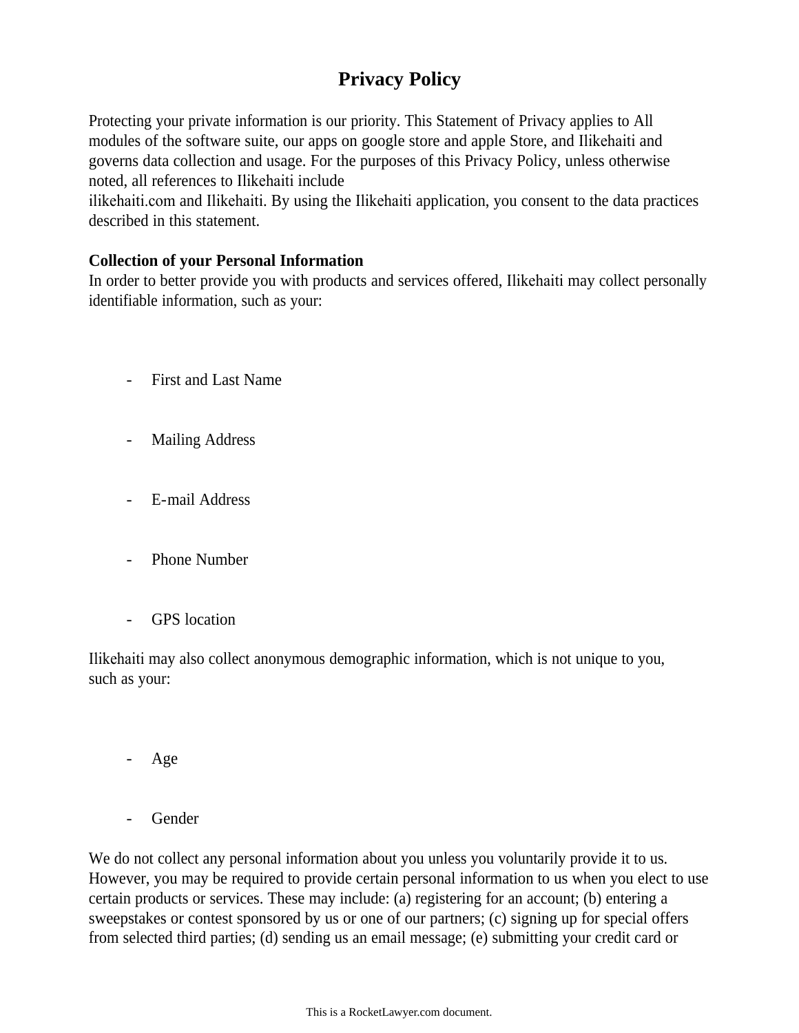# Privacy Policy

Protecting your private information is our priority. This Statement of Privacy applies to All modules of the software suite, our apps on google store and apple Store, and Ilikehaiti and governs data collection and usage. For the purposes of this Privacy Policy, unless otherwise noted, all references to Ilikehaiti include ilikehaiti.com and Ilikehaiti. By using the Ilikehaiti application, you consent to the data practices described in this statement.

**Collection of your Personal Information**

In order to better provide you with products and services offered, Ilikehaiti may collect personally identifiable information, such as your:

- First and Last Name
- Mailing Address
- E-mail Address
- Phone Number
- GPS location

Ilikehaiti may also collect anonymous demographic information, which is not unique to you, such as your:

- Age
- Gender

We do not collect any personal information about you unless you voluntarily provide it to us. However, you may be required to provide certain personal information to us when you elect to use certain products or services. These may include: (a) registering for an account; (b) entering a sweepstakes or contest sponsored by us or one of our partners; (c) signing up for special offers from selected third parties; (d) sending us an email message; (e) submitting your credit card or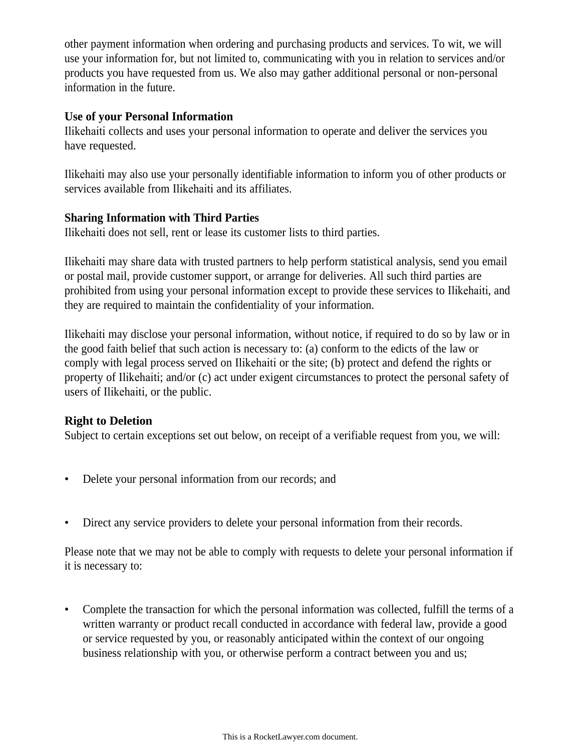other payment information when ordering and purchasing products and services. To wit, we will use your information for, but not limited to, communicating with you in relation to services and/or products you have requested from us. We also may gather additional personal or non-personal information in the future.

**Use of your Personal Information**
Ilikehaiti collects and uses your personal information to operate and deliver the services you have requested.

Ilikehaiti may also use your personally identifiable information to inform you of other products or services available from Ilikehaiti and its affiliates.

**Sharing Information with Third Parties**
Ilikehaiti does not sell, rent or lease its customer lists to third parties.

Ilikehaiti may share data with trusted partners to help perform statistical analysis, send you email or postal mail, provide customer support, or arrange for deliveries. All such third parties are prohibited from using your personal information except to provide these services to Ilikehaiti, and they are required to maintain the confidentiality of your information.

Ilikehaiti may disclose your personal information, without notice, if required to do so by law or in the good faith belief that such action is necessary to: (a) conform to the edicts of the law or comply with legal process served on Ilikehaiti or the site; (b) protect and defend the rights or property of Ilikehaiti; and/or (c) act under exigent circumstances to protect the personal safety of users of Ilikehaiti, or the public.

**Right to Deletion**
Subject to certain exceptions set out below, on receipt of a verifiable request from you, we will:

- Delete your personal information from our records; and

- Direct any service providers to delete your personal information from their records.

Please note that we may not be able to comply with requests to delete your personal information if it is necessary to:

- Complete the transaction for which the personal information was collected, fulfill the terms of a written warranty or product recall conducted in accordance with federal law, provide a good or service requested by you, or reasonably anticipated within the context of our ongoing business relationship with you, or otherwise perform a contract between you and us;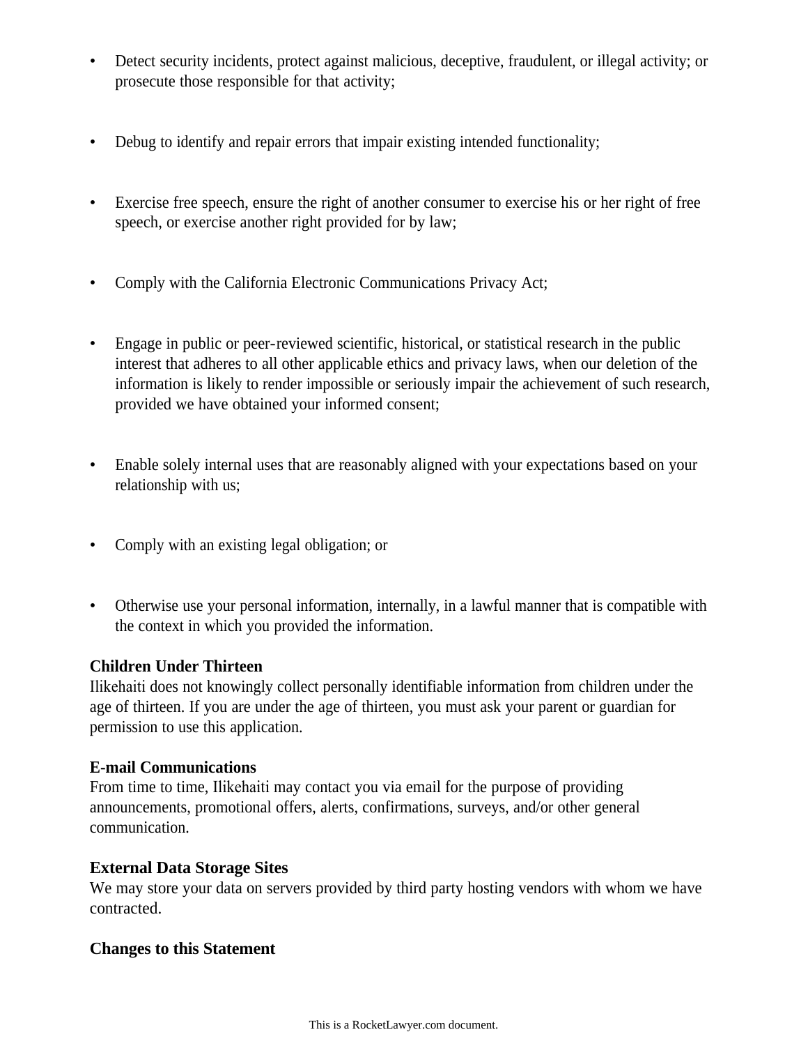- Detect security incidents, protect against malicious, deceptive, fraudulent, or illegal activity; or prosecute those responsible for that activity;
- Debug to identify and repair errors that impair existing intended functionality;
- Exercise free speech, ensure the right of another consumer to exercise his or her right of free speech, or exercise another right provided for by law;
- Comply with the California Electronic Communications Privacy Act;
- Engage in public or peer-reviewed scientific, historical, or statistical research in the public interest that adheres to all other applicable ethics and privacy laws, when our deletion of the information is likely to render impossible or seriously impair the achievement of such research, provided we have obtained your informed consent;
- Enable solely internal uses that are reasonably aligned with your expectations based on your relationship with us;
- Comply with an existing legal obligation; or
- Otherwise use your personal information, internally, in a lawful manner that is compatible with the context in which you provided the information.

**Children Under Thirteen**
Ilikehaiti does not knowingly collect personally identifiable information from children under the age of thirteen. If you are under the age of thirteen, you must ask your parent or guardian for permission to use this application.

**E-mail Communications**
From time to time, Ilikehaiti may contact you via email for the purpose of providing announcements, promotional offers, alerts, confirmations, surveys, and/or other general communication.

**External Data Storage Sites**
We may store your data on servers provided by third party hosting vendors with whom we have contracted.

**Changes to this Statement**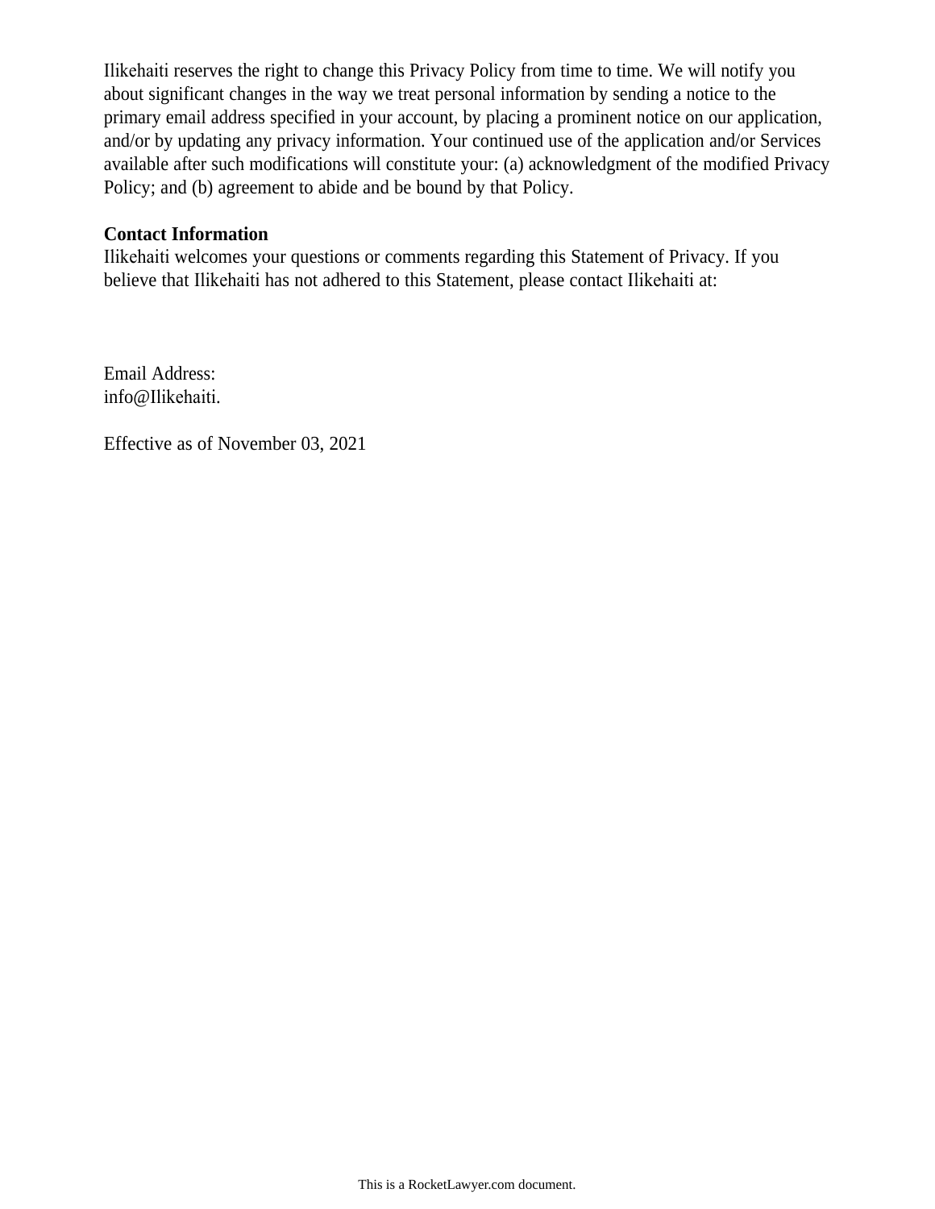Ilikehaiti reserves the right to change this Privacy Policy from time to time. We will notify you about significant changes in the way we treat personal information by sending a notice to the primary email address specified in your account, by placing a prominent notice on our application, and/or by updating any privacy information. Your continued use of the application and/or Services available after such modifications will constitute your: (a) acknowledgment of the modified Privacy Policy; and (b) agreement to abide and be bound by that Policy.

**Contact Information**

Ilikehaiti welcomes your questions or comments regarding this Statement of Privacy. If you believe that Ilikehaiti has not adhered to this Statement, please contact Ilikehaiti at:

Email Address:
info@Ilikehaiti.

Effective as of November 03, 2021